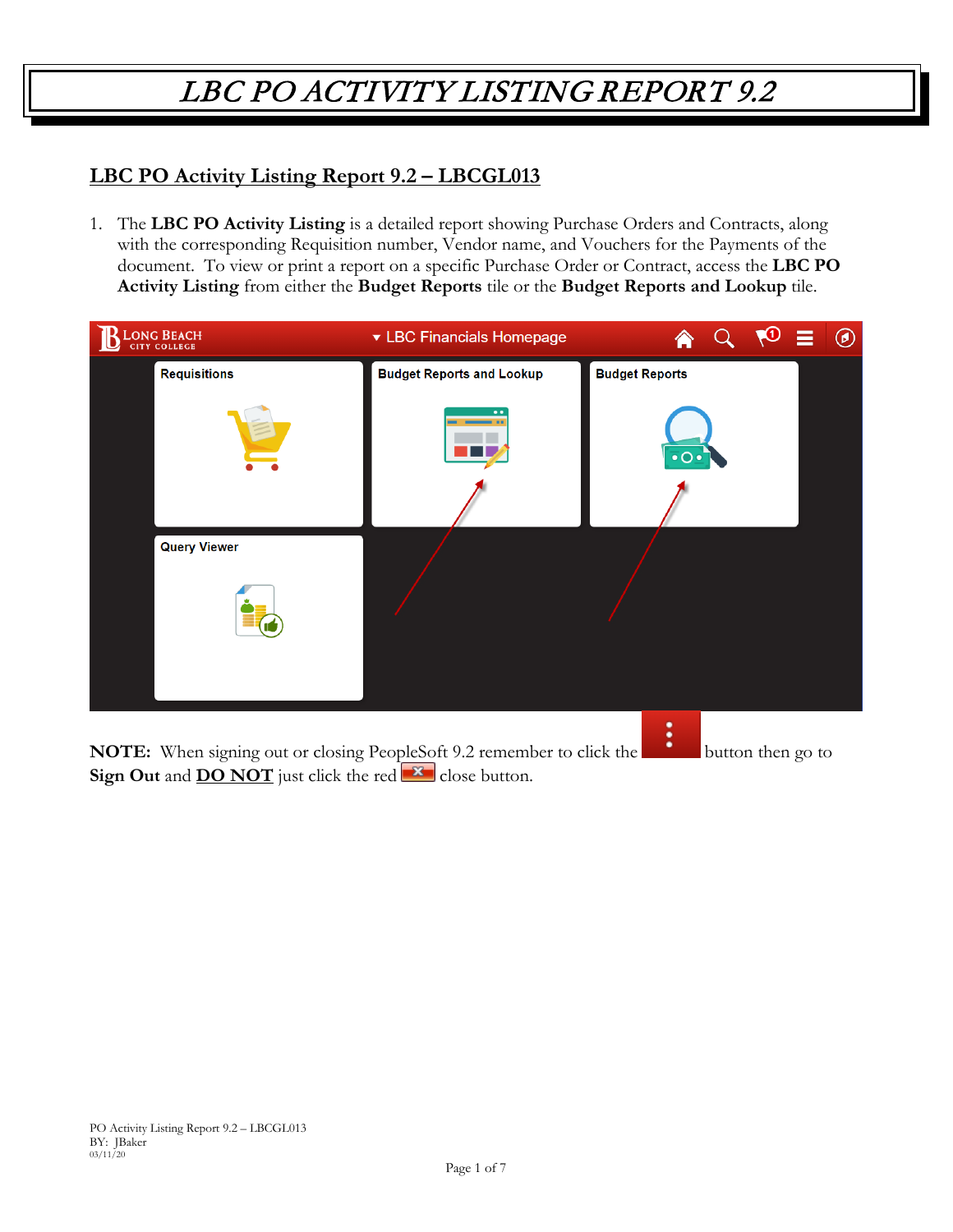# LBC PO ACTIVITY LISTING REPORT 9.2

## LBC PO Activity Listing Report 9.2 – LBCGL013

1. The **LBC PO Activity Listing** is a detailed report showing Purchase Orders and Contracts, along with the corresponding Requisition number, Vendor name, and Vouchers for the Payments of the document. To view or print a report on a specific Purchase Order or Contract, access the **LBC PO Activity Listing** from either the **Budget Reports** tile or the **Budget Reports and Lookup** tile.

LONG BEACH CITY COLLEGE ▾ LBC Financials Homepage

Requisitions | Budget Reports and Lookup | Budget Reports

Query Viewer

**NOTE:** When signing out or closing PeopleSoft 9.2 remember to click the button then go to **Sign Out** and **DO NOT** just click the red close button.

PO Activity Listing Report 9.2 – LBCGL013
BY: JBaker
03/11/20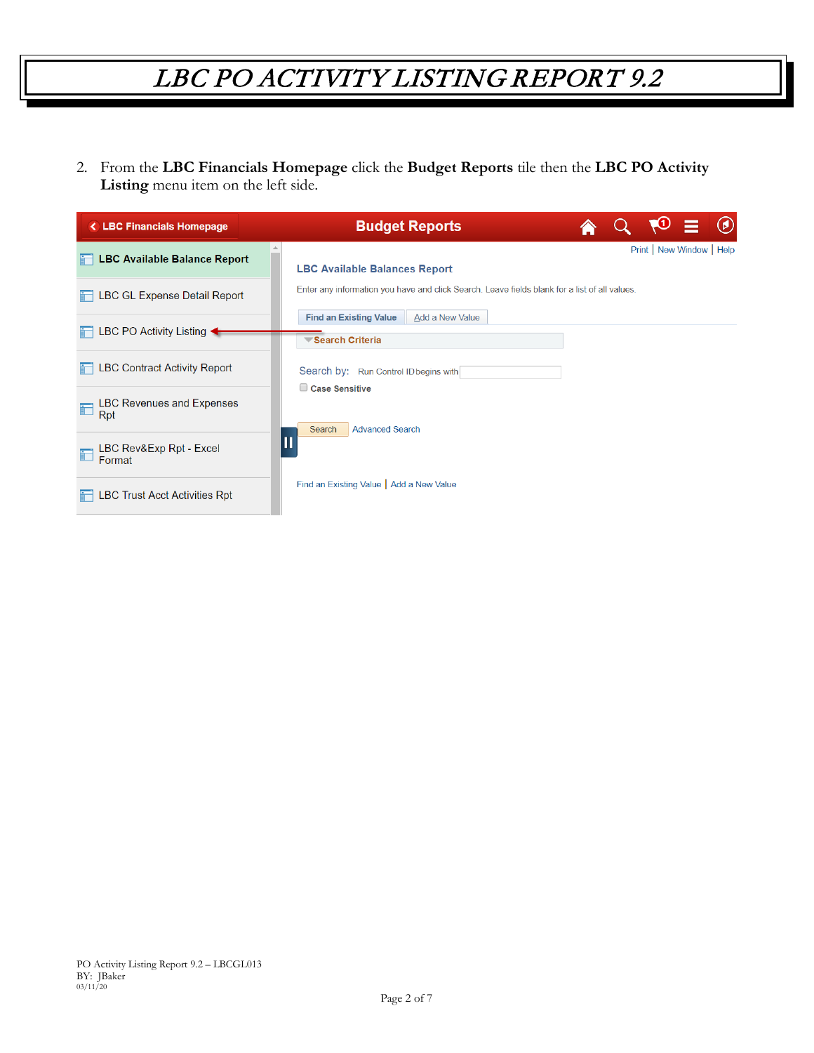2. From the **LBC Financials Homepage** click the **Budget Reports** tile then the **LBC PO Activity Listing** menu item on the left side.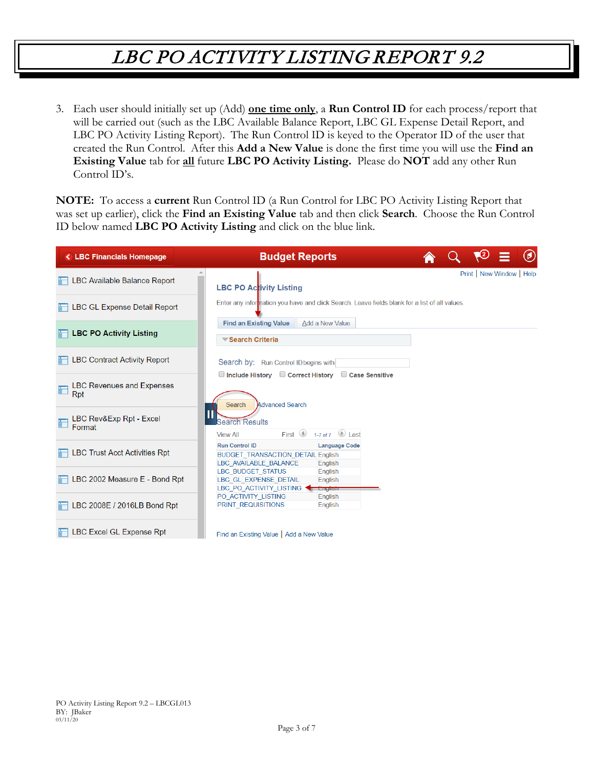3. Each user should initially set up (Add) one time only, a **Run Control ID** for each process/report that will be carried out (such as the LBC Available Balance Report, LBC GL Expense Detail Report, and LBC PO Activity Listing Report). The Run Control ID is keyed to the Operator ID of the user that created the Run Control. After this **Add a New Value** is done the first time you will use the **Find an Existing Value** tab for all future **LBC PO Activity Listing.** Please do **NOT** add any other Run Control ID's.

**NOTE:** To access a **current** Run Control ID (a Run Control for LBC PO Activity Listing Report that was set up earlier), click the **Find an Existing Value** tab and then click **Search**. Choose the Run Control ID below named **LBC PO Activity Listing** and click on the blue link.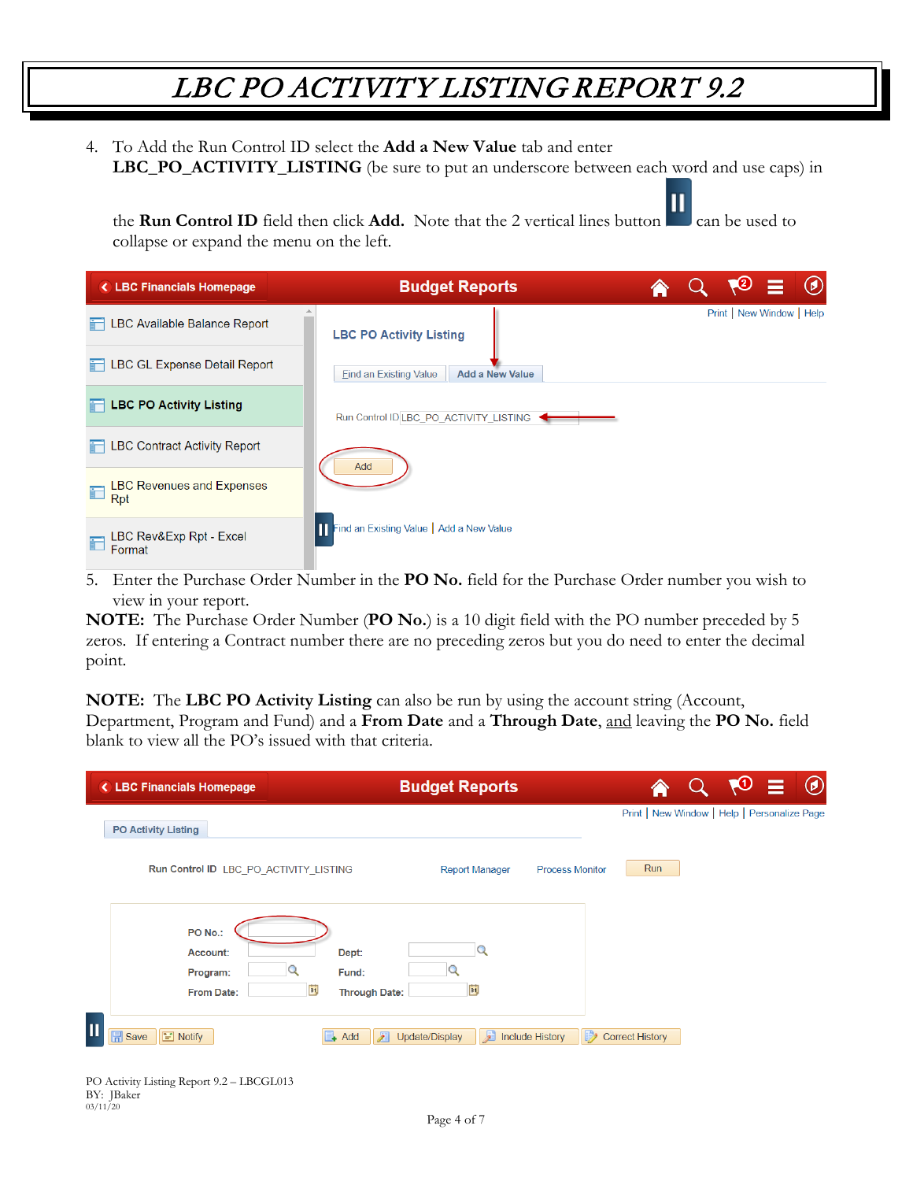# LBC PO ACTIVITY LISTING REPORT 9.2

4. To Add the Run Control ID select the **Add a New Value** tab and enter **LBC_PO_ACTIVITY_LISTING** (be sure to put an underscore between each word and use caps) in the **Run Control ID** field then click **Add.** Note that the 2 vertical lines button can be used to collapse or expand the menu on the left.

5. Enter the Purchase Order Number in the **PO No.** field for the Purchase Order number you wish to view in your report.

**NOTE:** The Purchase Order Number (**PO No.**) is a 10 digit field with the PO number preceded by 5 zeros. If entering a Contract number there are no preceding zeros but you do need to enter the decimal point.

**NOTE:** The **LBC PO Activity Listing** can also be run by using the account string (Account, Department, Program and Fund) and a **From Date** and a **Through Date**, <u>and</u> leaving the **PO No.** field blank to view all the PO's issued with that criteria.

PO Activity Listing Report 9.2 – LBCGL013
BY: JBaker
03/11/20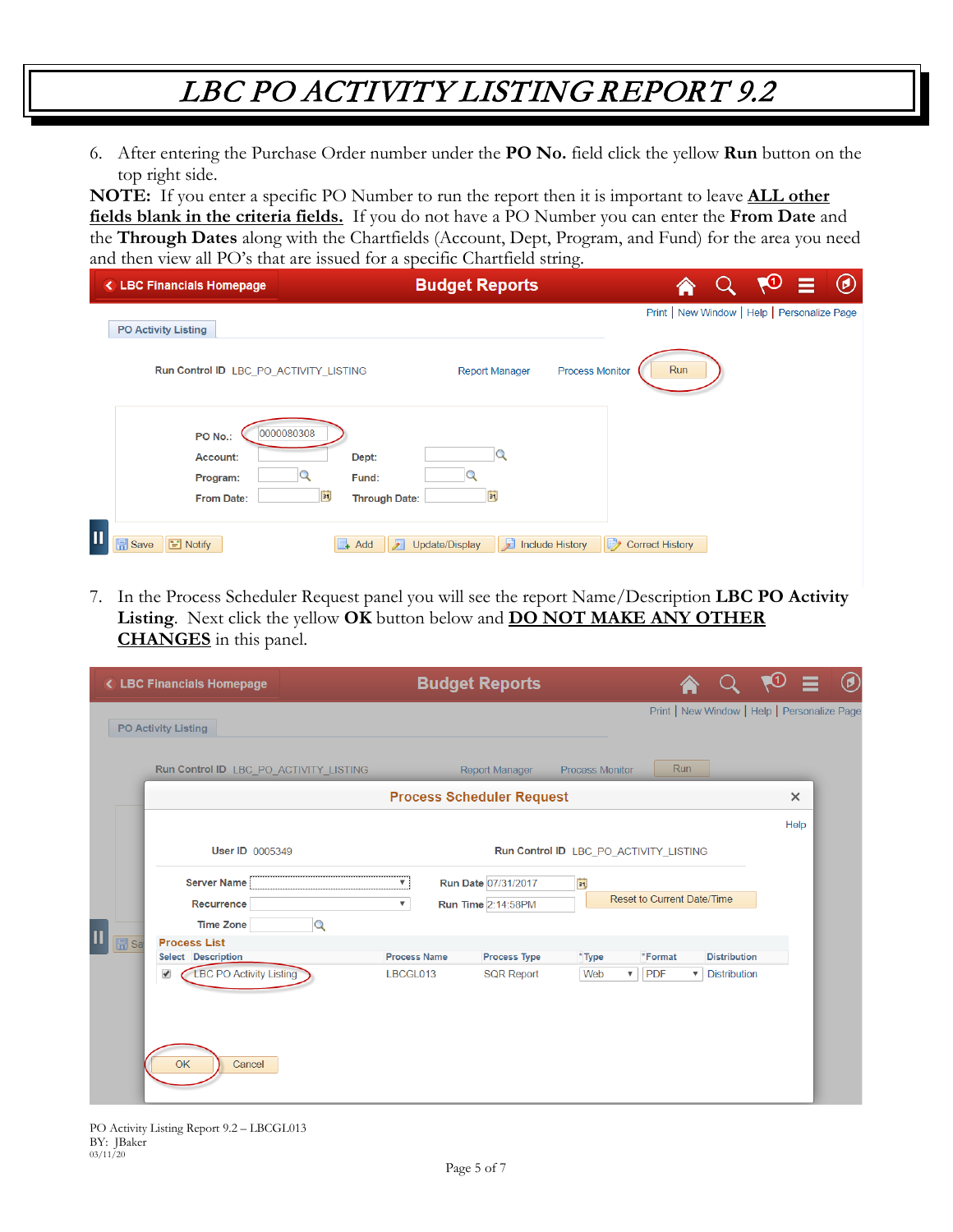# LBC PO ACTIVITY LISTING REPORT 9.2

6. After entering the Purchase Order number under the **PO No.** field click the yellow **Run** button on the top right side.

**NOTE:** If you enter a specific PO Number to run the report then it is important to leave **ALL other fields blank in the criteria fields.** If you do not have a PO Number you can enter the **From Date** and the **Through Dates** along with the Chartfields (Account, Dept, Program, and Fund) for the area you need and then view all PO's that are issued for a specific Chartfield string.

LBC Financials Homepage | Budget Reports

Print | New Window | Help | Personalize Page

PO Activity Listing

Run Control ID LBC_PO_ACTIVITY_LISTING    Report Manager    Process Monitor    Run

PO No.: 0000080308
Account:    Dept:
Program:    Fund:
From Date:    Through Date:

Save | Notify | Add | Update/Display | Include History | Correct History

7. In the Process Scheduler Request panel you will see the report Name/Description **LBC PO Activity Listing**. Next click the yellow **OK** button below and **DO NOT MAKE ANY OTHER CHANGES** in this panel.

Process Scheduler Request

Help

User ID 0005349    Run Control ID LBC_PO_ACTIVITY_LISTING

Server Name    Run Date 07/31/2017
Recurrence    Run Time 2:14:58PM    Reset to Current Date/Time
Time Zone

Process List

| Select | Description | Process Name | Process Type | *Type | *Format | Distribution |
|---|---|---|---|---|---|---|
| ☑ | LBC PO Activity Listing | LBCGL013 | SQR Report | Web | PDF | Distribution |

OK | Cancel

PO Activity Listing Report 9.2 – LBCGL013
BY: JBaker
03/11/20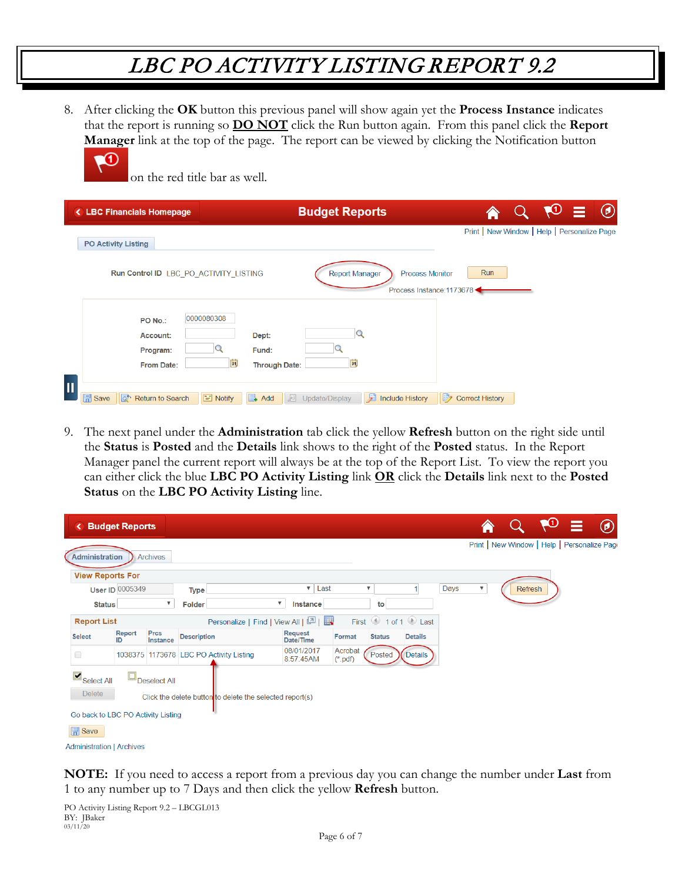# LBC PO ACTIVITY LISTING REPORT 9.2

8. After clicking the **OK** button this previous panel will show again yet the **Process Instance** indicates that the report is running so **DO NOT** click the Run button again. From this panel click the **Report Manager** link at the top of the page. The report can be viewed by clicking the Notification button on the red title bar as well.

9. The next panel under the **Administration** tab click the yellow **Refresh** button on the right side until the **Status** is **Posted** and the **Details** link shows to the right of the **Posted** status. In the Report Manager panel the current report will always be at the top of the Report List. To view the report you can either click the blue **LBC PO Activity Listing** link **OR** click the **Details** link next to the **Posted Status** on the **LBC PO Activity Listing** line.

**NOTE:** If you need to access a report from a previous day you can change the number under **Last** from 1 to any number up to 7 Days and then click the yellow **Refresh** button.

PO Activity Listing Report 9.2 – LBCGL013
BY: JBaker
03/11/20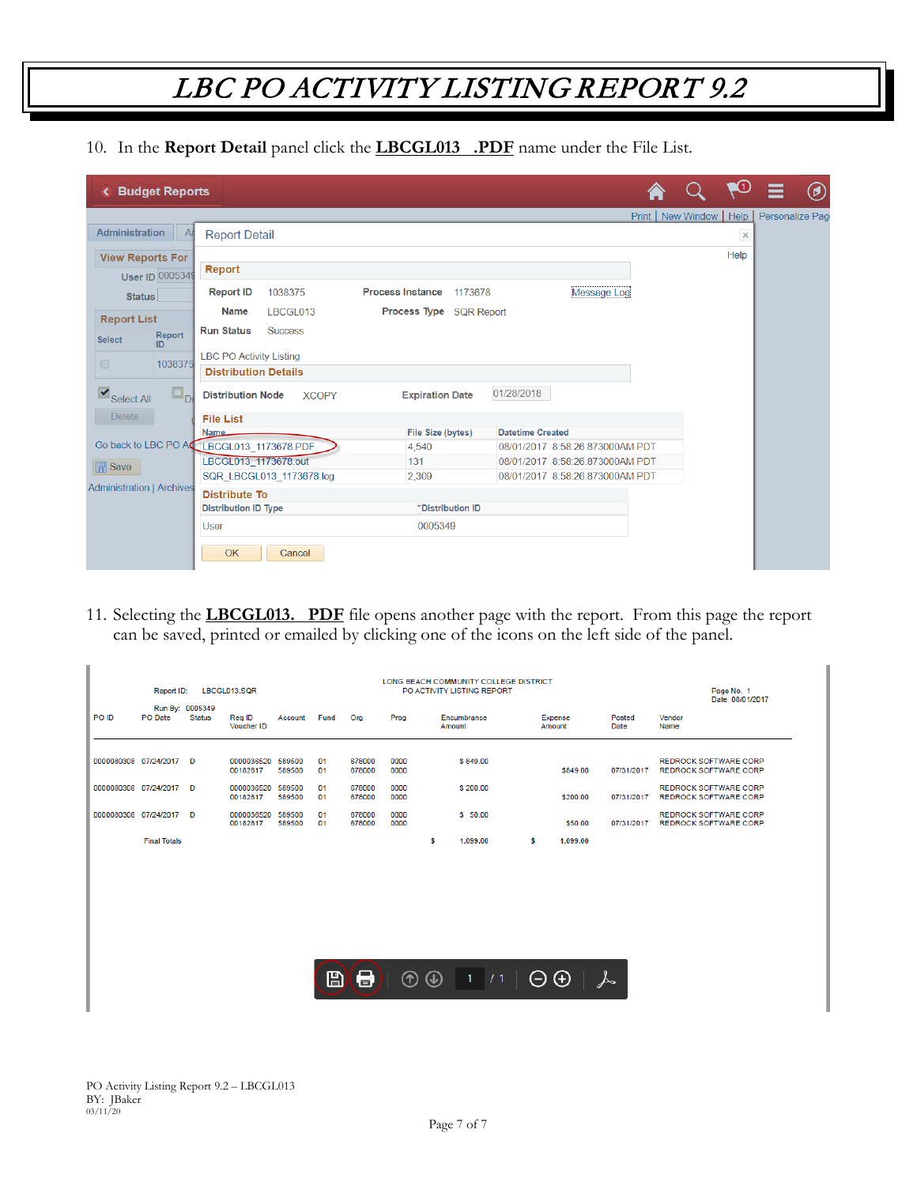# LBC PO ACTIVITY LISTING REPORT 9.2

10. In the **Report Detail** panel click the **LBCGL013 .PDF** name under the File List.

Budget Reports

Print | New Window | Help | Personalize Page

Administration

View Reports For

User ID 0005349

Status

Report List

| Select | Report ID |
|---|---|
| | 1038375 |

Select All

Delete

Go back to LBC PO A

Save

Administration | Archives

Report Detail

Help

**Report**

| | | | |
|---|---|---|---|
| Report ID | 1038375 | Process Instance | 1173678 |
| Name | LBCGL013 | Process Type | SQR Report |
| Run Status | Success | | |

Message Log

LBC PO Activity Listing

**Distribution Details**

Distribution Node XCOPY    Expiration Date 01/28/2018

**File List**

| Name | File Size (bytes) | Datetime Created |
|---|---|---|
| LBCGL013_1173678.PDF | 4,540 | 08/01/2017 8:58:26.873000AM PDT |
| LBCGL013_1173678.out | 131 | 08/01/2017 8:58:26.873000AM PDT |
| SQR_LBCGL013_1173678.log | 2,309 | 08/01/2017 8:58:26.873000AM PDT |

**Distribute To**

| Distribution ID Type | *Distribution ID |
|---|---|
| User | 0005349 |

OK    Cancel

11. Selecting the **LBCGL013. PDF** file opens another page with the report. From this page the report can be saved, printed or emailed by clicking one of the icons on the left side of the panel.

LONG BEACH COMMUNITY COLLEGE DISTRICT
PO ACTIVITY LISTING REPORT

Report ID: LBCGL013.SQR
Run By: 0005349

Page No. 1
Date 08/01/2017

| PO ID | PO Date | Status | Req ID / Voucher ID | Account | Fund | Org | Prog | Encumbrance Amount | Expense Amount | Posted Date | Vendor Name |
|---|---|---|---|---|---|---|---|---|---|---|---|
| 0000080308 | 07/24/2017 | D | 0000038520 | 589500 | 01 | 678000 | 0000 | $ 849.00 | | | REDROCK SOFTWARE CORP |
| | | | 00182817 | 589500 | 01 | 678000 | 0000 | | $849.00 | 07/31/2017 | REDROCK SOFTWARE CORP |
| 0000080308 | 07/24/2017 | D | 0000038520 | 589500 | 01 | 678000 | 0000 | $ 200.00 | | | REDROCK SOFTWARE CORP |
| | | | 00182817 | 589500 | 01 | 678000 | 0000 | | $200.00 | 07/31/2017 | REDROCK SOFTWARE CORP |
| 0000080308 | 07/24/2017 | D | 0000038520 | 589500 | 01 | 678000 | 0000 | $ 50.00 | | | REDROCK SOFTWARE CORP |
| | | | 00182817 | 589500 | 01 | 678000 | 0000 | | $50.00 | 07/31/2017 | REDROCK SOFTWARE CORP |
| | Final Totals | | | | | | | $ 1,099.00 | $ 1,099.00 | | |

1 / 1

PO Activity Listing Report 9.2 – LBCGL013
BY: JBaker
03/11/20